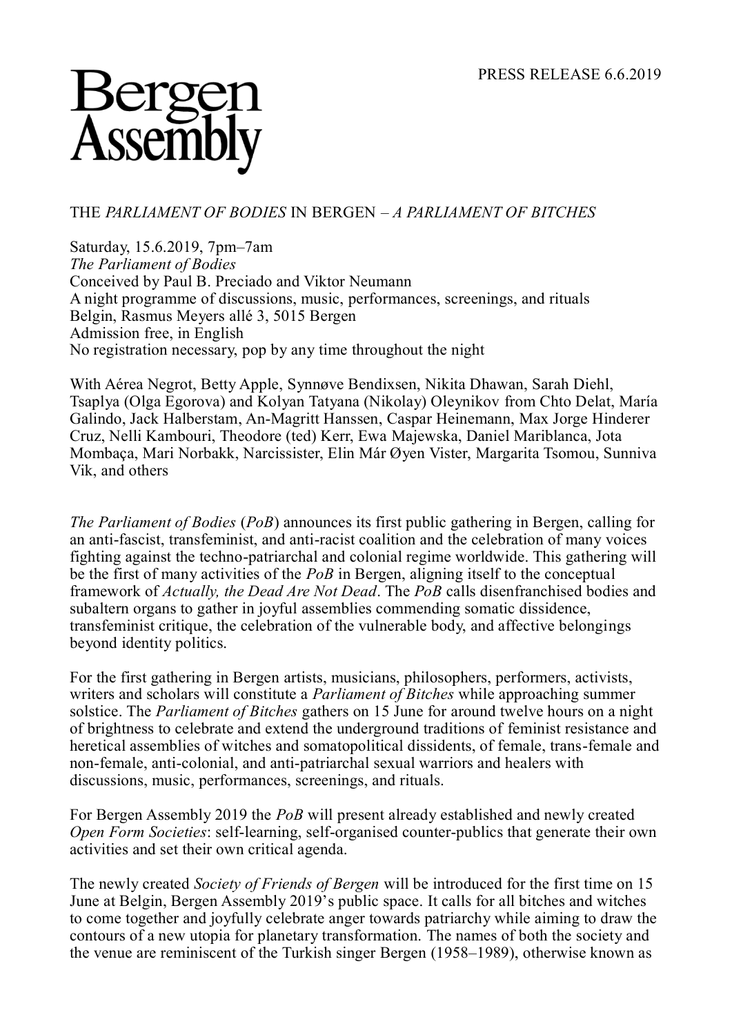PRESS RELEASE 6.6.2019

# Bergen Assembly

THE *PARLIAMENT OF BODIES* IN BERGEN – *A PARLIAMENT OF BITCHES*

Saturday, 15.6.2019, 7pm–7am
*The Parliament of Bodies*
Conceived by Paul B. Preciado and Viktor Neumann
A night programme of discussions, music, performances, screenings, and rituals
Belgin, Rasmus Meyers allé 3, 5015 Bergen
Admission free, in English
No registration necessary, pop by any time throughout the night

With Aérea Negrot, Betty Apple, Synnøve Bendixsen, Nikita Dhawan, Sarah Diehl, Tsaplya (Olga Egorova) and Kolyan Tatyana (Nikolay) Oleynikov from Chto Delat, María Galindo, Jack Halberstam, An-Magritt Hanssen, Caspar Heinemann, Max Jorge Hinderer Cruz, Nelli Kambouri, Theodore (ted) Kerr, Ewa Majewska, Daniel Mariblanca, Jota Mombaça, Mari Norbakk, Narcissister, Elin Már Øyen Vister, Margarita Tsomou, Sunniva Vik, and others

*The Parliament of Bodies* (*PoB*) announces its first public gathering in Bergen, calling for an anti-fascist, transfeminist, and anti-racist coalition and the celebration of many voices fighting against the techno-patriarchal and colonial regime worldwide. This gathering will be the first of many activities of the *PoB* in Bergen, aligning itself to the conceptual framework of *Actually, the Dead Are Not Dead*. The *PoB* calls disenfranchised bodies and subaltern organs to gather in joyful assemblies commending somatic dissidence, transfeminist critique, the celebration of the vulnerable body, and affective belongings beyond identity politics.

For the first gathering in Bergen artists, musicians, philosophers, performers, activists, writers and scholars will constitute a *Parliament of Bitches* while approaching summer solstice. The *Parliament of Bitches* gathers on 15 June for around twelve hours on a night of brightness to celebrate and extend the underground traditions of feminist resistance and heretical assemblies of witches and somatopolitical dissidents, of female, trans-female and non-female, anti-colonial, and anti-patriarchal sexual warriors and healers with discussions, music, performances, screenings, and rituals.

For Bergen Assembly 2019 the *PoB* will present already established and newly created *Open Form Societies*: self-learning, self-organised counter-publics that generate their own activities and set their own critical agenda.

The newly created *Society of Friends of Bergen* will be introduced for the first time on 15 June at Belgin, Bergen Assembly 2019's public space. It calls for all bitches and witches to come together and joyfully celebrate anger towards patriarchy while aiming to draw the contours of a new utopia for planetary transformation. The names of both the society and the venue are reminiscent of the Turkish singer Bergen (1958–1989), otherwise known as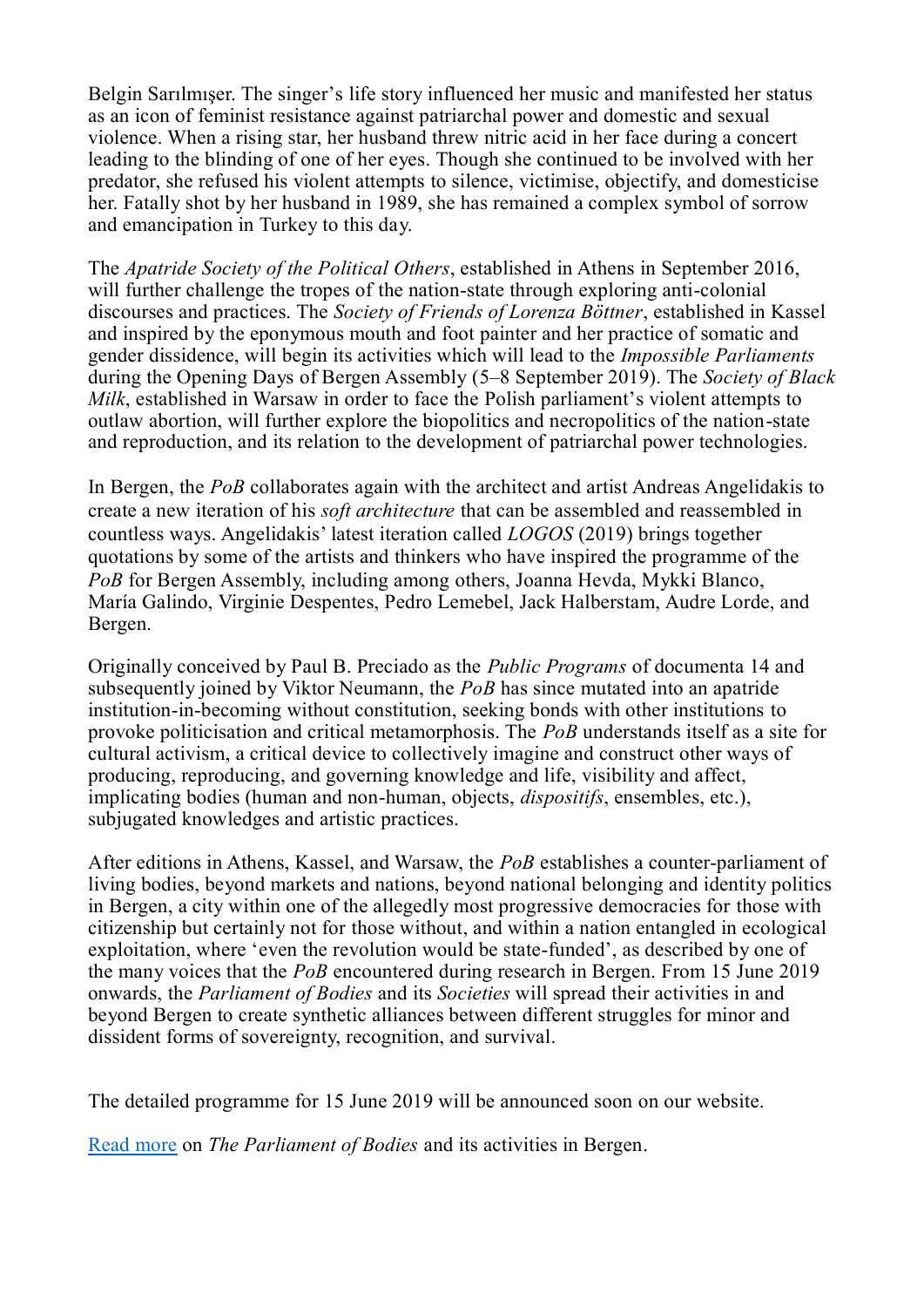Belgin Sarılmışer. The singer's life story influenced her music and manifested her status as an icon of feminist resistance against patriarchal power and domestic and sexual violence. When a rising star, her husband threw nitric acid in her face during a concert leading to the blinding of one of her eyes. Though she continued to be involved with her predator, she refused his violent attempts to silence, victimise, objectify, and domesticise her. Fatally shot by her husband in 1989, she has remained a complex symbol of sorrow and emancipation in Turkey to this day.

The *Apatride Society of the Political Others*, established in Athens in September 2016, will further challenge the tropes of the nation-state through exploring anti-colonial discourses and practices. The *Society of Friends of Lorenza Böttner*, established in Kassel and inspired by the eponymous mouth and foot painter and her practice of somatic and gender dissidence, will begin its activities which will lead to the *Impossible Parliaments* during the Opening Days of Bergen Assembly (5–8 September 2019). The *Society of Black Milk*, established in Warsaw in order to face the Polish parliament's violent attempts to outlaw abortion, will further explore the biopolitics and necropolitics of the nation-state and reproduction, and its relation to the development of patriarchal power technologies.

In Bergen, the *PoB* collaborates again with the architect and artist Andreas Angelidakis to create a new iteration of his *soft architecture* that can be assembled and reassembled in countless ways. Angelidakis' latest iteration called *LOGOS* (2019) brings together quotations by some of the artists and thinkers who have inspired the programme of the *PoB* for Bergen Assembly, including among others, Joanna Hevda, Mykki Blanco, María Galindo, Virginie Despentes, Pedro Lemebel, Jack Halberstam, Audre Lorde, and Bergen.

Originally conceived by Paul B. Preciado as the *Public Programs* of documenta 14 and subsequently joined by Viktor Neumann, the *PoB* has since mutated into an apatride institution-in-becoming without constitution, seeking bonds with other institutions to provoke politicisation and critical metamorphosis. The *PoB* understands itself as a site for cultural activism, a critical device to collectively imagine and construct other ways of producing, reproducing, and governing knowledge and life, visibility and affect, implicating bodies (human and non-human, objects, *dispositifs*, ensembles, etc.), subjugated knowledges and artistic practices.

After editions in Athens, Kassel, and Warsaw, the *PoB* establishes a counter-parliament of living bodies, beyond markets and nations, beyond national belonging and identity politics in Bergen, a city within one of the allegedly most progressive democracies for those with citizenship but certainly not for those without, and within a nation entangled in ecological exploitation, where 'even the revolution would be state-funded', as described by one of the many voices that the *PoB* encountered during research in Bergen. From 15 June 2019 onwards, the *Parliament of Bodies* and its *Societies* will spread their activities in and beyond Bergen to create synthetic alliances between different struggles for minor and dissident forms of sovereignty, recognition, and survival.

The detailed programme for 15 June 2019 will be announced soon on our website.

Read more on *The Parliament of Bodies* and its activities in Bergen.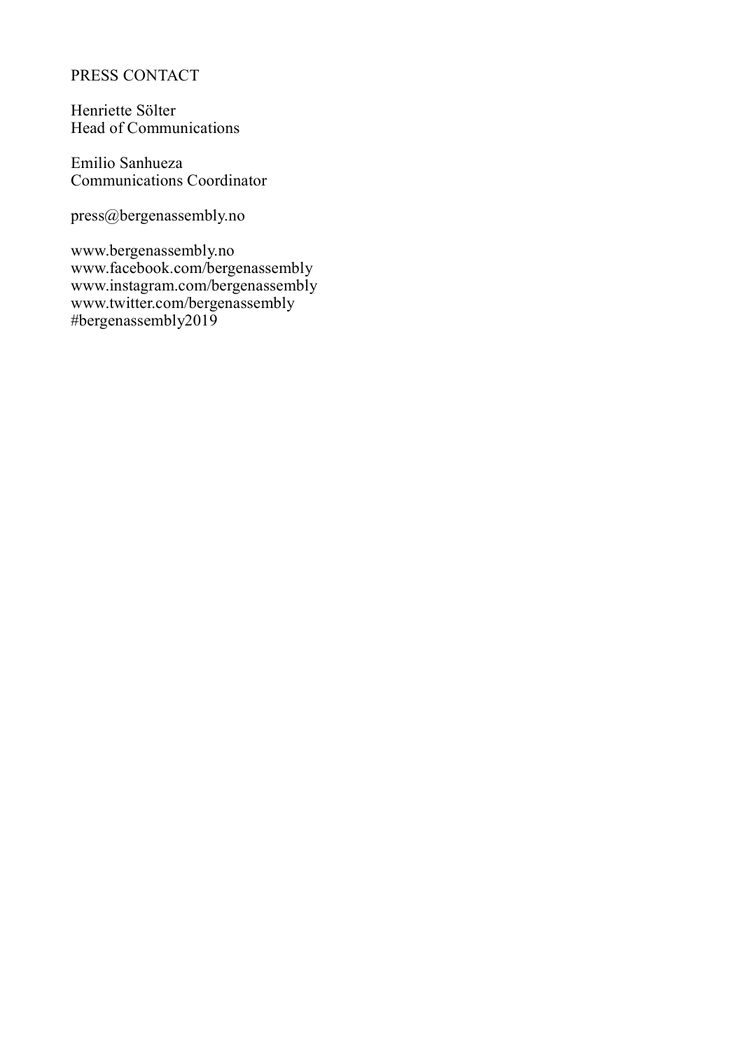PRESS CONTACT

Henriette Sölter
Head of Communications

Emilio Sanhueza
Communications Coordinator

press@bergenassembly.no

www.bergenassembly.no
www.facebook.com/bergenassembly
www.instagram.com/bergenassembly
www.twitter.com/bergenassembly
#bergenassembly2019